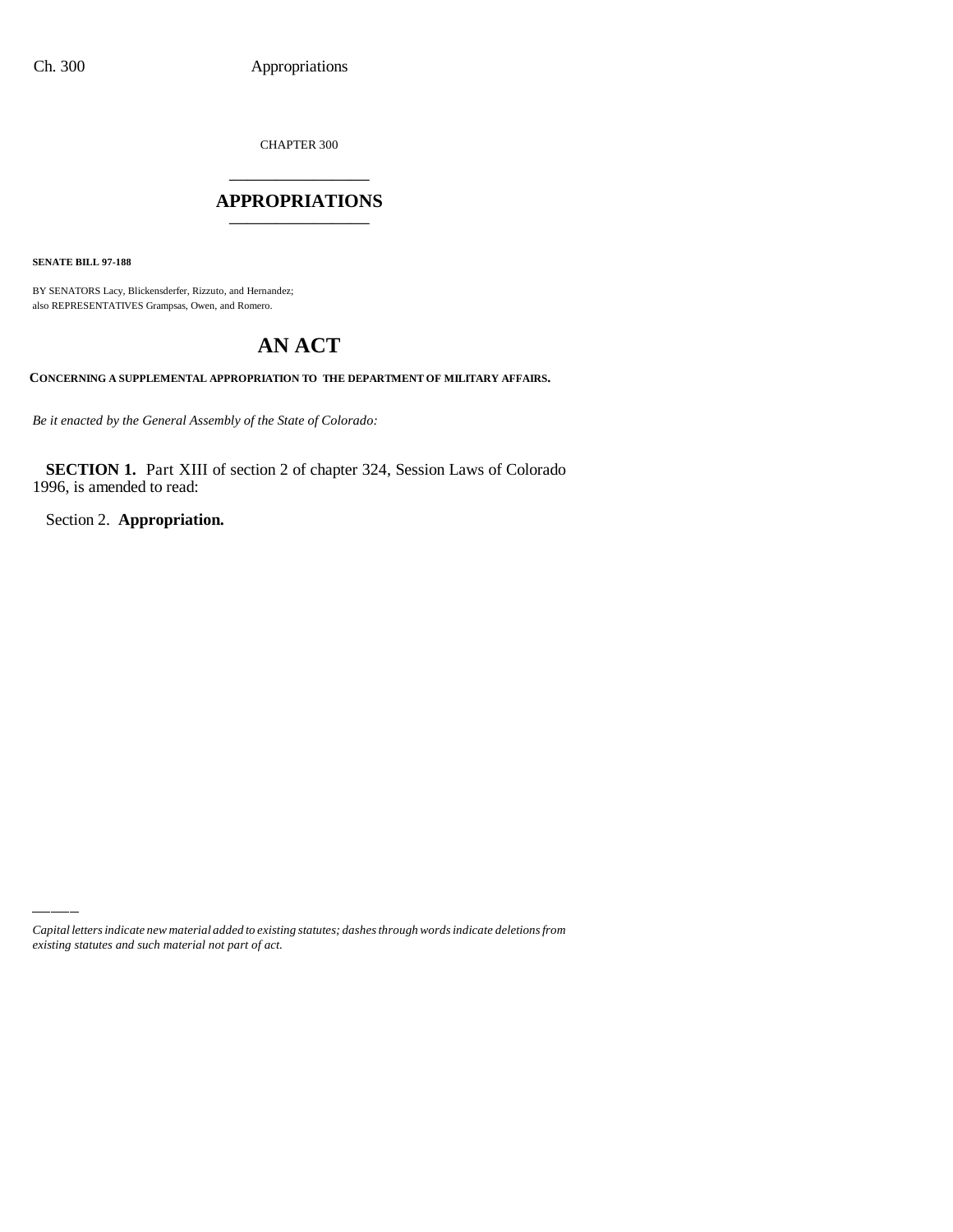CHAPTER 300

# APPROPRIATIONS

**SENATE BILL 97-188**

BY SENATORS Lacy, Blickensderfer, Rizzuto, and Hernandez;
also REPRESENTATIVES Grampsas, Owen, and Romero.

# AN ACT

**CONCERNING A SUPPLEMENTAL APPROPRIATION TO THE DEPARTMENT OF MILITARY AFFAIRS.**

*Be it enacted by the General Assembly of the State of Colorado:*

**SECTION 1.** Part XIII of section 2 of chapter 324, Session Laws of Colorado 1996, is amended to read:

Section 2. **Appropriation.**

*Capital letters indicate new material added to existing statutes; dashes through words indicate deletions from existing statutes and such material not part of act.*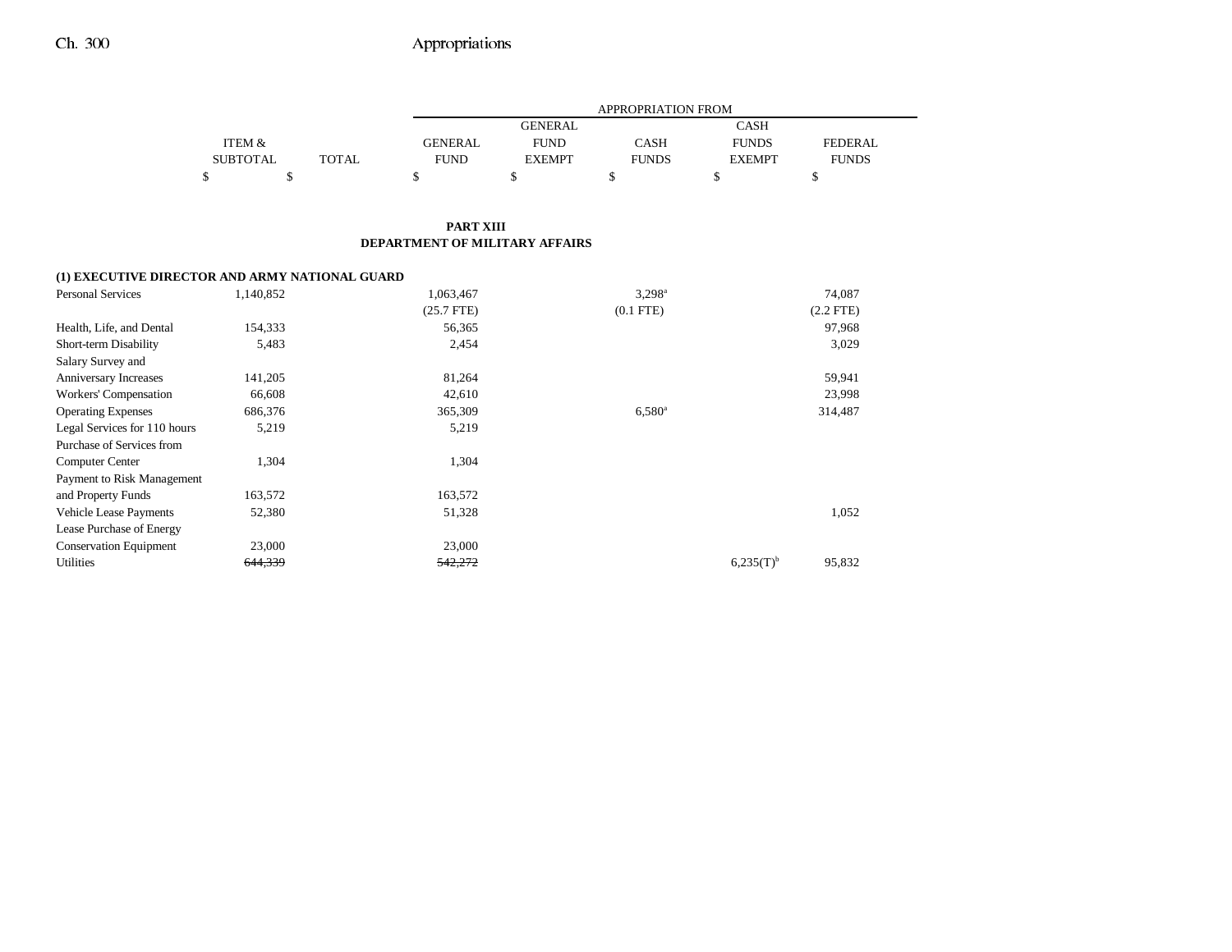## PART XIII
## DEPARTMENT OF MILITARY AFFAIRS

| | ITEM & SUBTOTAL | TOTAL | GENERAL FUND | GENERAL FUND EXEMPT | CASH FUNDS | CASH FUNDS EXEMPT | FEDERAL FUNDS |
|---|---|---|---|---|---|---|---|
| | $ | $ | $ | $ | $ | $ | $ |
| **(1) EXECUTIVE DIRECTOR AND ARMY NATIONAL GUARD** | | | | | | | |
| Personal Services | 1,140,852 | | 1,063,467 | | 3,298[a] | | 74,087 |
| | | | (25.7 FTE) | | (0.1 FTE) | | (2.2 FTE) |
| Health, Life, and Dental | 154,333 | | 56,365 | | | | 97,968 |
| Short-term Disability | 5,483 | | 2,454 | | | | 3,029 |
| Salary Survey and Anniversary Increases | 141,205 | | 81,264 | | | | 59,941 |
| Workers' Compensation | 66,608 | | 42,610 | | | | 23,998 |
| Operating Expenses | 686,376 | | 365,309 | | 6,580[a] | | 314,487 |
| Legal Services for 110 hours | 5,219 | | 5,219 | | | | |
| Purchase of Services from Computer Center | 1,304 | | 1,304 | | | | |
| Payment to Risk Management and Property Funds | 163,572 | | 163,572 | | | | |
| Vehicle Lease Payments | 52,380 | | 51,328 | | | | 1,052 |
| Lease Purchase of Energy Conservation Equipment | 23,000 | | 23,000 | | | | |
| Utilities | ~~644,339~~ | | ~~542,272~~ | | | 6,235(T)[b] | 95,832 |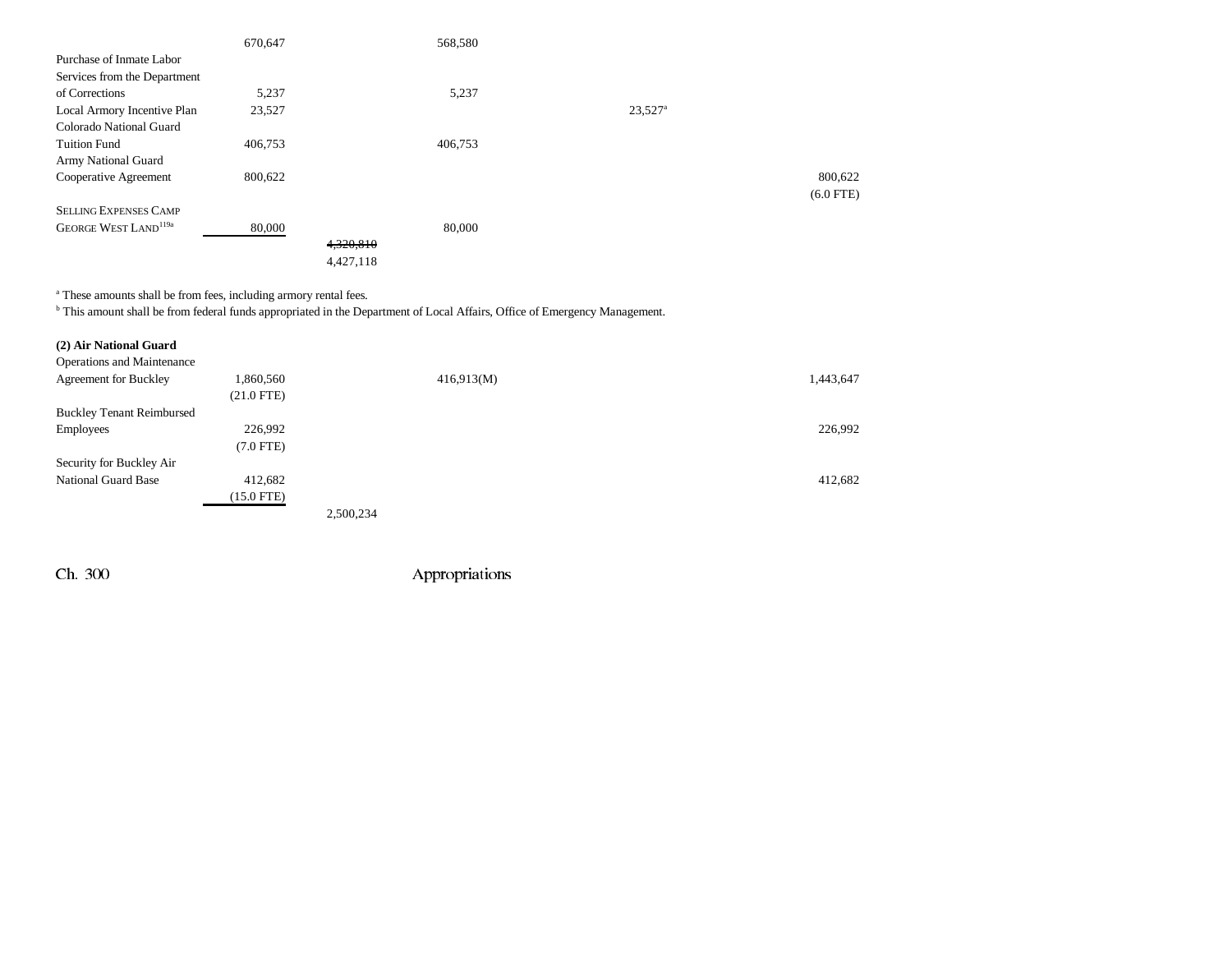| | | | | | | |
|---|---|---|---|---|---|---|
| | 670,647 | | 568,580 | | | |
| Purchase of Inmate Labor Services from the Department of Corrections | 5,237 | | 5,237 | | | |
| Local Armory Incentive Plan | 23,527 | | | | 23,527[a] | |
| Colorado National Guard Tuition Fund | 406,753 | | 406,753 | | | |
| Army National Guard Cooperative Agreement | 800,622 | | | | | 800,622 (6.0 FTE) |
| SELLING EXPENSES CAMP GEORGE WEST LAND[119a] | 80,000 | | 80,000 | | | |
| | | ~~4,320,810~~ 4,427,118 | | | | |

[a] These amounts shall be from fees, including armory rental fees.
[b] This amount shall be from federal funds appropriated in the Department of Local Affairs, Office of Emergency Management.

**(2) Air National Guard**

| | | | | | | |
|---|---|---|---|---|---|---|
| Operations and Maintenance Agreement for Buckley | 1,860,560 (21.0 FTE) | | 416,913(M) | | | 1,443,647 |
| Buckley Tenant Reimbursed Employees | 226,992 (7.0 FTE) | | | | | 226,992 |
| Security for Buckley Air National Guard Base | 412,682 (15.0 FTE) | | | | | 412,682 |
| | | 2,500,234 | | | | |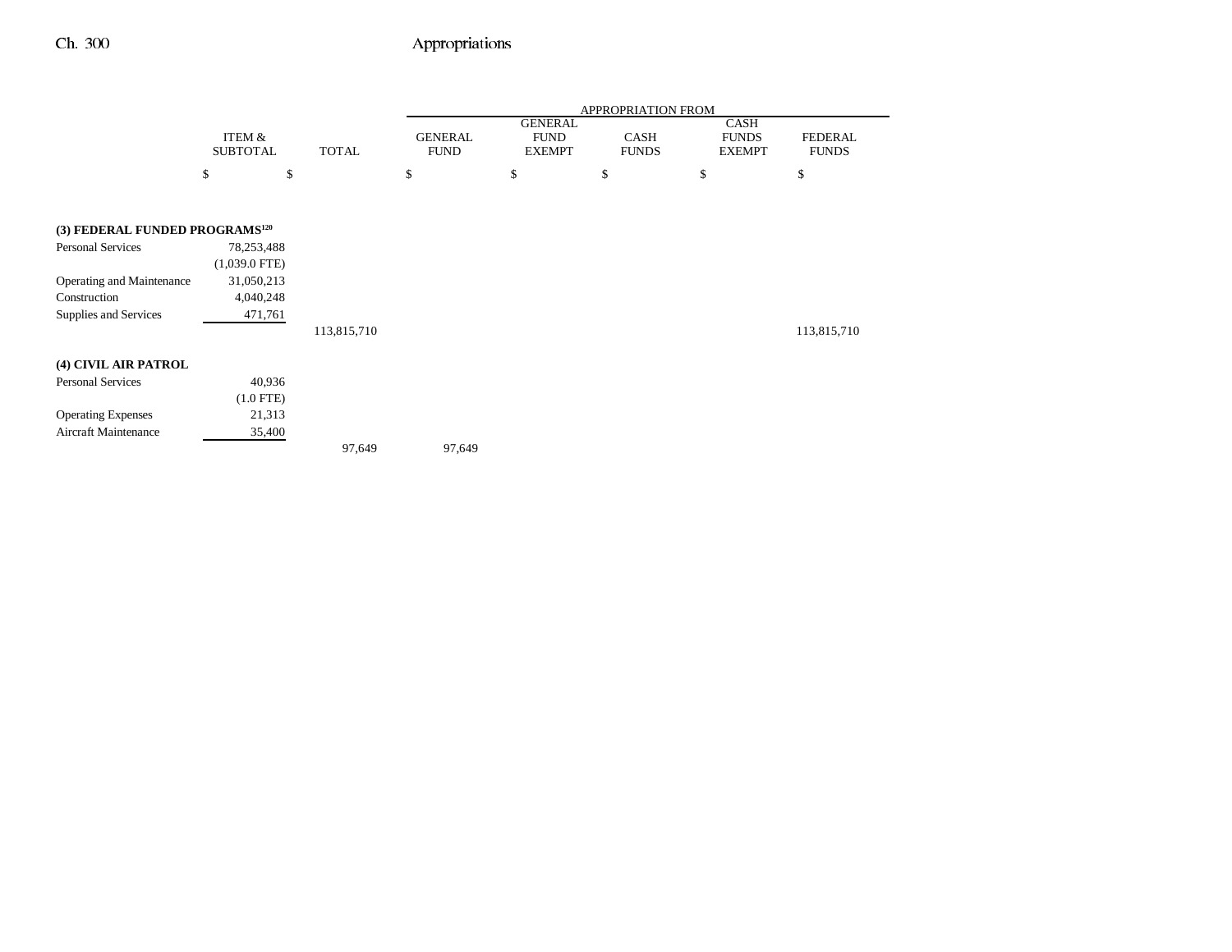| | ITEM & SUBTOTAL | TOTAL | GENERAL FUND | GENERAL FUND EXEMPT | CASH FUNDS | CASH FUNDS EXEMPT | FEDERAL FUNDS |
|---|---|---|---|---|---|---|---|
| | | | APPROPRIATION FROM | | | | |
| | $ | $ | $ | $ | $ | $ | $ |
| **(3) FEDERAL FUNDED PROGRAMS[120]** | | | | | | | |
| Personal Services | 78,253,488 | | | | | | |
| | (1,039.0 FTE) | | | | | | |
| Operating and Maintenance | 31,050,213 | | | | | | |
| Construction | 4,040,248 | | | | | | |
| Supplies and Services | 471,761 | | | | | | |
| | | 113,815,710 | | | | | 113,815,710 |
| **(4) CIVIL AIR PATROL** | | | | | | | |
| Personal Services | 40,936 | | | | | | |
| | (1.0 FTE) | | | | | | |
| Operating Expenses | 21,313 | | | | | | |
| Aircraft Maintenance | 35,400 | | | | | | |
| | | 97,649 | 97,649 | | | | |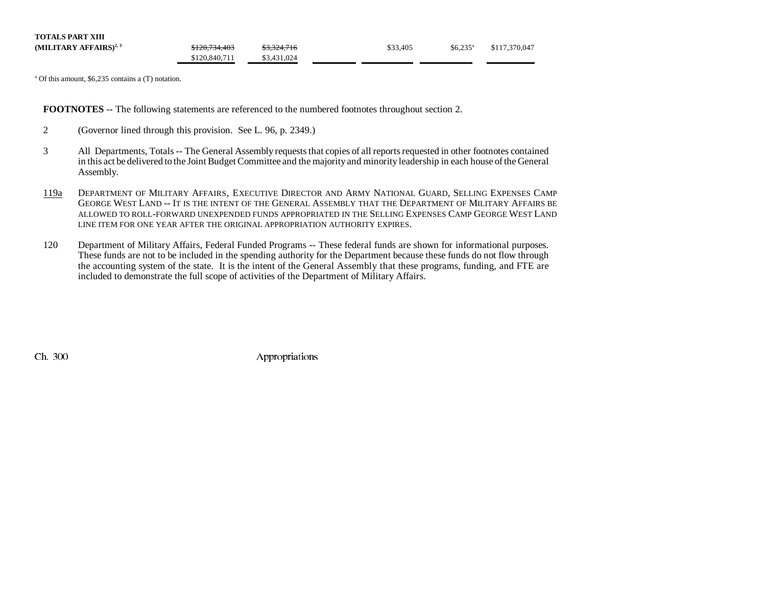| | | | | | | |
|---|---|---|---|---|---|---|
| **TOTALS PART XIII (MILITARY AFFAIRS)[2, 3]** | ~~$120,734,403~~ $120,840,711 | ~~$3,324,716~~ $3,431,024 | | $33,405 | $6,235[a] | $117,370,047 |

[a] Of this amount, $6,235 contains a (T) notation.

**FOOTNOTES** -- The following statements are referenced to the numbered footnotes throughout section 2.

2 (Governor lined through this provision. See L. 96, p. 2349.)

3 All Departments, Totals -- The General Assembly requests that copies of all reports requested in other footnotes contained in this act be delivered to the Joint Budget Committee and the majority and minority leadership in each house of the General Assembly.

<u>119a</u> DEPARTMENT OF MILITARY AFFAIRS, EXECUTIVE DIRECTOR AND ARMY NATIONAL GUARD, SELLING EXPENSES CAMP GEORGE WEST LAND -- IT IS THE INTENT OF THE GENERAL ASSEMBLY THAT THE DEPARTMENT OF MILITARY AFFAIRS BE ALLOWED TO ROLL-FORWARD UNEXPENDED FUNDS APPROPRIATED IN THE SELLING EXPENSES CAMP GEORGE WEST LAND LINE ITEM FOR ONE YEAR AFTER THE ORIGINAL APPROPRIATION AUTHORITY EXPIRES.

120 Department of Military Affairs, Federal Funded Programs -- These federal funds are shown for informational purposes. These funds are not to be included in the spending authority for the Department because these funds do not flow through the accounting system of the state. It is the intent of the General Assembly that these programs, funding, and FTE are included to demonstrate the full scope of activities of the Department of Military Affairs.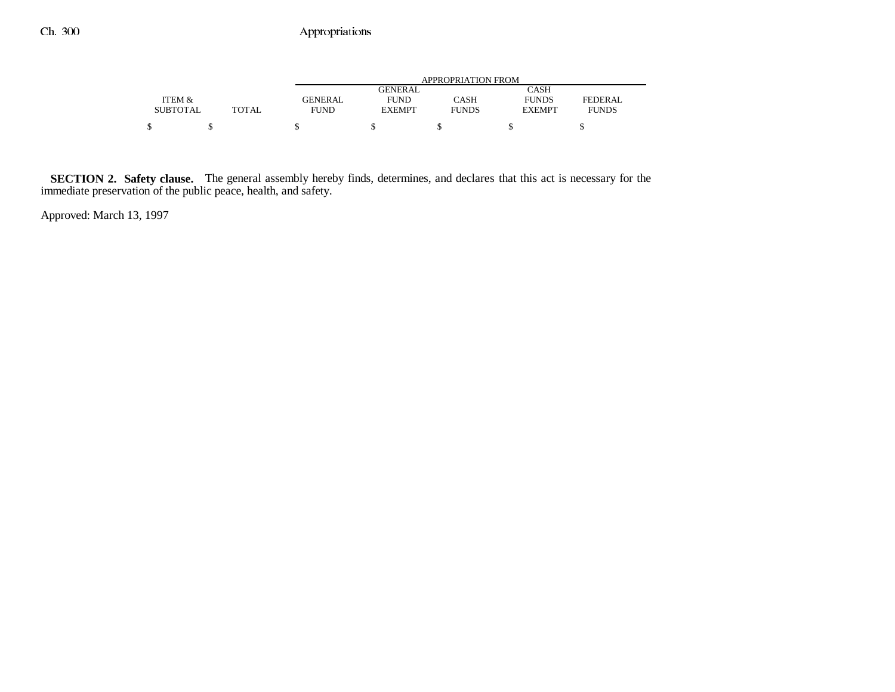| ITEM & SUBTOTAL | TOTAL | APPROPRIATION FROM GENERAL FUND | GENERAL FUND EXEMPT | CASH FUNDS | CASH FUNDS EXEMPT | FEDERAL FUNDS |
|---|---|---|---|---|---|---|
| $ | $ | $ | $ | $ | $ | $ |

**SECTION 2. Safety clause.** The general assembly hereby finds, determines, and declares that this act is necessary for the immediate preservation of the public peace, health, and safety.

Approved: March 13, 1997